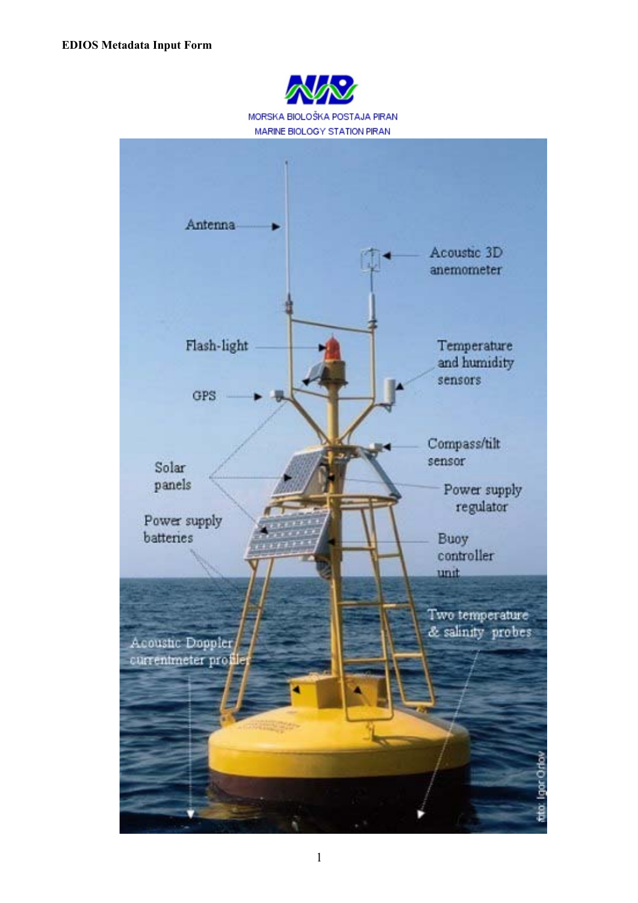MORSKA BIOLOŠKA POSTAJA PIRAN

MARINE BIOLOGY STATION PIRAN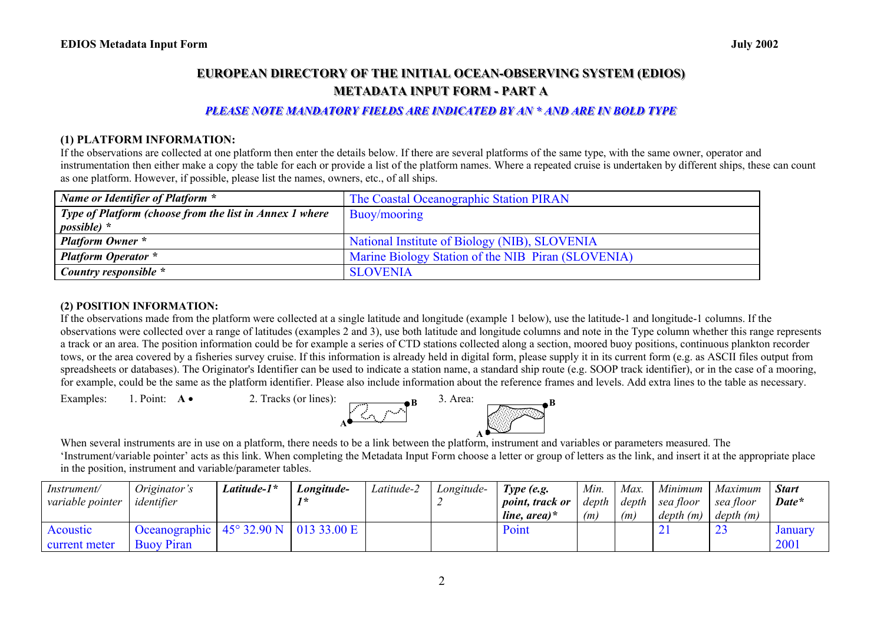# EUROPEAN DIRECTORY OF THE INITIAL OCEAN-OBSERVING SYSTEM (EDIOS)

## METADATA INPUT FORM - PART A

***PLEASE NOTE MANDATORY FIELDS ARE INDICATED BY AN * AND ARE IN BOLD TYPE***

### (1) PLATFORM INFORMATION:

If the observations are collected at one platform then enter the details below. If there are several platforms of the same type, with the same owner, operator and instrumentation then either make a copy the table for each or provide a list of the platform names. Where a repeated cruise is undertaken by different ships, these can count as one platform. However, if possible, please list the names, owners, etc., of all ships.

| | |
|---|---|
| ***Name or Identifier of Platform **** | The Coastal Oceanographic Station PIRAN |
| ***Type of Platform (choose from the list in Annex 1 where possible) **** | Buoy/mooring |
| ***Platform Owner **** | National Institute of Biology (NIB), SLOVENIA |
| ***Platform Operator **** | Marine Biology Station of the NIB Piran (SLOVENIA) |
| ***Country responsible **** | SLOVENIA |

### (2) POSITION INFORMATION:

If the observations made from the platform were collected at a single latitude and longitude (example 1 below), use the latitude-1 and longitude-1 columns. If the observations were collected over a range of latitudes (examples 2 and 3), use both latitude and longitude columns and note in the Type column whether this range represents a track or an area. The position information could be for example a series of CTD stations collected along a section, moored buoy positions, continuous plankton recorder tows, or the area covered by a fisheries survey cruise. If this information is already held in digital form, please supply it in its current form (e.g. as ASCII files output from spreadsheets or databases). The Originator's Identifier can be used to indicate a station name, a standard ship route (e.g. SOOP track identifier), or in the case of a mooring, for example, could be the same as the platform identifier. Please also include information about the reference frames and levels. Add extra lines to the table as necessary.

Examples: 1. Point: **A** • 2. Tracks (or lines): A → B 3. Area: A → B

When several instruments are in use on a platform, there needs to be a link between the platform, instrument and variables or parameters measured. The 'Instrument/variable pointer' acts as this link. When completing the Metadata Input Form choose a letter or group of letters as the link, and insert it at the appropriate place in the position, instrument and variable/parameter tables.

| *Instrument/ variable pointer* | *Originator's identifier* | ***Latitude-1**** | ***Longitude-1**** | *Latitude-2* | *Longitude-2* | ***Type (e.g. point, track or line, area)**** | *Min. depth (m)* | *Max. depth (m)* | *Minimum sea floor depth (m)* | *Maximum sea floor depth (m)* | ***Start Date**** |
|---|---|---|---|---|---|---|---|---|---|---|---|
| Acoustic current meter | Oceanographic Buoy Piran | 45° 32.90 N | 013 33.00 E | | | Point | | | 21 | 23 | January 2001 |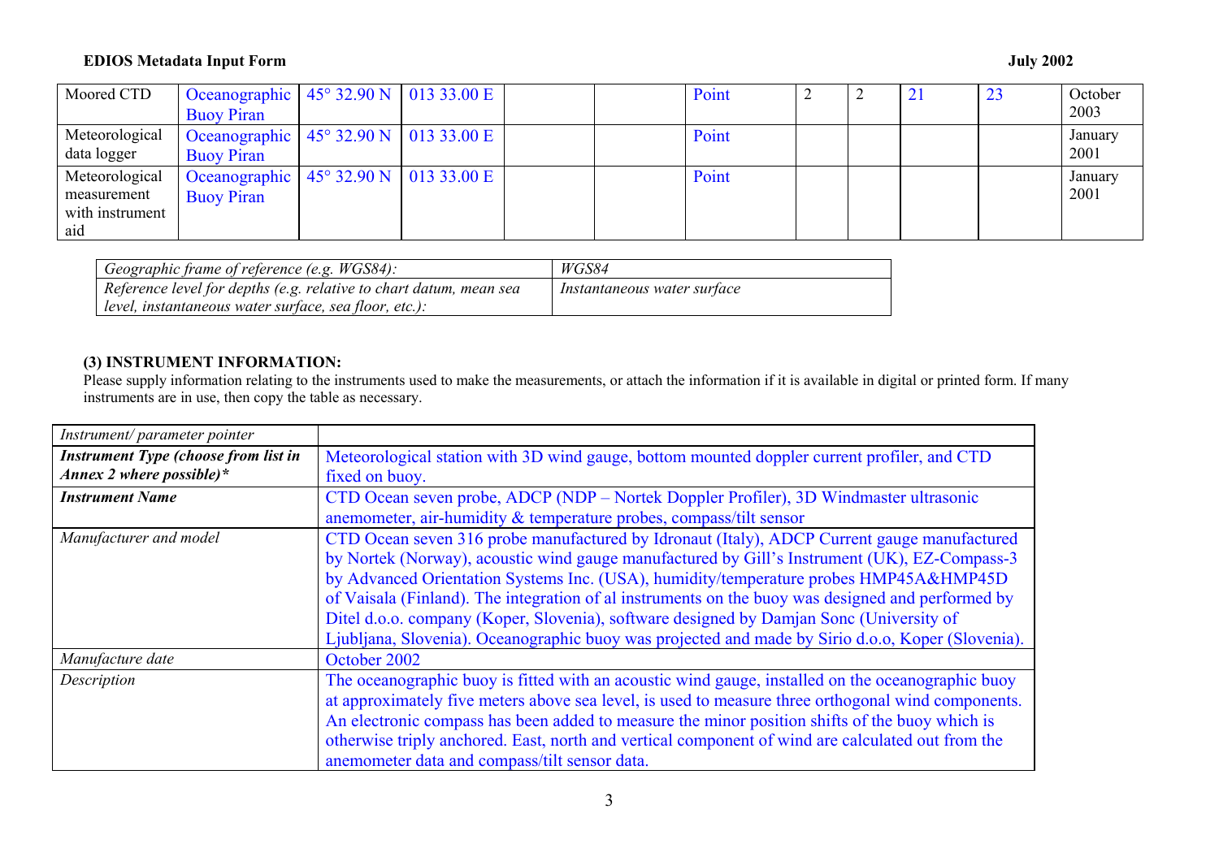| | | | | | | | | | | | |
|---|---|---|---|---|---|---|---|---|---|---|---|
| Moored CTD | Oceanographic Buoy Piran | 45° 32.90 N | 013 33.00 E | | | Point | 2 | 2 | 21 | 23 | October 2003 |
| Meteorological data logger | Oceanographic Buoy Piran | 45° 32.90 N | 013 33.00 E | | | Point | | | | | January 2001 |
| Meteorological measurement with instrument aid | Oceanographic Buoy Piran | 45° 32.90 N | 013 33.00 E | | | Point | | | | | January 2001 |

| | |
|---|---|
| *Geographic frame of reference (e.g. WGS84):* | *WGS84* |
| *Reference level for depths (e.g. relative to chart datum, mean sea level, instantaneous water surface, sea floor, etc.):* | *Instantaneous water surface* |

### (3) INSTRUMENT INFORMATION:

Please supply information relating to the instruments used to make the measurements, or attach the information if it is available in digital or printed form. If many instruments are in use, then copy the table as necessary.

| | |
|---|---|
| *Instrument/ parameter pointer* | |
| ***Instrument Type (choose from list in Annex 2 where possible)**** | Meteorological station with 3D wind gauge, bottom mounted doppler current profiler, and CTD fixed on buoy. |
| ***Instrument Name*** | CTD Ocean seven probe, ADCP (NDP – Nortek Doppler Profiler), 3D Windmaster ultrasonic anemometer, air-humidity & temperature probes, compass/tilt sensor |
| *Manufacturer and model* | CTD Ocean seven 316 probe manufactured by Idronaut (Italy), ADCP Current gauge manufactured by Nortek (Norway), acoustic wind gauge manufactured by Gill's Instrument (UK), EZ-Compass-3 by Advanced Orientation Systems Inc. (USA), humidity/temperature probes HMP45A&HMP45D of Vaisala (Finland). The integration of al instruments on the buoy was designed and performed by Ditel d.o.o. company (Koper, Slovenia), software designed by Damjan Sonc (University of Ljubljana, Slovenia). Oceanographic buoy was projected and made by Sirio d.o.o, Koper (Slovenia). |
| *Manufacture date* | October 2002 |
| *Description* | The oceanographic buoy is fitted with an acoustic wind gauge, installed on the oceanographic buoy at approximately five meters above sea level, is used to measure three orthogonal wind components. An electronic compass has been added to measure the minor position shifts of the buoy which is otherwise triply anchored. East, north and vertical component of wind are calculated out from the anemometer data and compass/tilt sensor data. |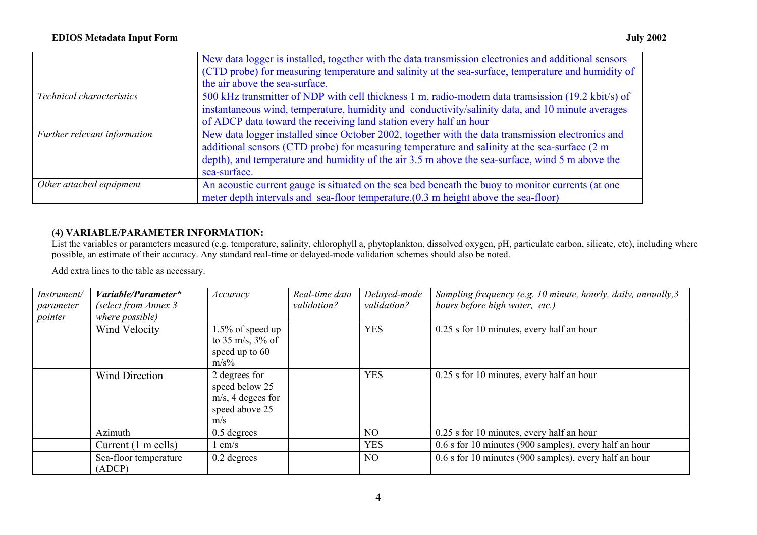| | |
|---|---|
| | New data logger is installed, together with the data transmission electronics and additional sensors (CTD probe) for measuring temperature and salinity at the sea-surface, temperature and humidity of the air above the sea-surface. |
| *Technical characteristics* | 500 kHz transmitter of NDP with cell thickness 1 m, radio-modem data tramsission (19.2 kbit/s) of instantaneous wind, temperature, humidity and conductivity/salinity data, and 10 minute averages of ADCP data toward the receiving land station every half an hour |
| *Further relevant information* | New data logger installed since October 2002, together with the data transmission electronics and additional sensors (CTD probe) for measuring temperature and salinity at the sea-surface (2 m depth), and temperature and humidity of the air 3.5 m above the sea-surface, wind 5 m above the sea-surface. |
| *Other attached equipment* | An acoustic current gauge is situated on the sea bed beneath the buoy to monitor currents (at one meter depth intervals and sea-floor temperature.(0.3 m height above the sea-floor) |

**(4) VARIABLE/PARAMETER INFORMATION:**

List the variables or parameters measured (e.g. temperature, salinity, chlorophyll a, phytoplankton, dissolved oxygen, pH, particulate carbon, silicate, etc), including where possible, an estimate of their accuracy. Any standard real-time or delayed-mode validation schemes should also be noted.

Add extra lines to the table as necessary.

| *Instrument/ parameter pointer* | ***Variable/Parameter**** *(select from Annex 3 where possible)* | *Accuracy* | *Real-time data validation?* | *Delayed-mode validation?* | *Sampling frequency (e.g. 10 minute, hourly, daily, annually,3 hours before high water, etc.)* |
|---|---|---|---|---|---|
| | Wind Velocity | 1.5% of speed up to 35 m/s, 3% of speed up to 60 m/s% | | YES | 0.25 s for 10 minutes, every half an hour |
| | Wind Direction | 2 degrees for speed below 25 m/s, 4 degees for speed above 25 m/s | | YES | 0.25 s for 10 minutes, every half an hour |
| | Azimuth | 0.5 degrees | | NO | 0.25 s for 10 minutes, every half an hour |
| | Current (1 m cells) | 1 cm/s | | YES | 0.6 s for 10 minutes (900 samples), every half an hour |
| | Sea-floor temperature (ADCP) | 0.2 degrees | | NO | 0.6 s for 10 minutes (900 samples), every half an hour |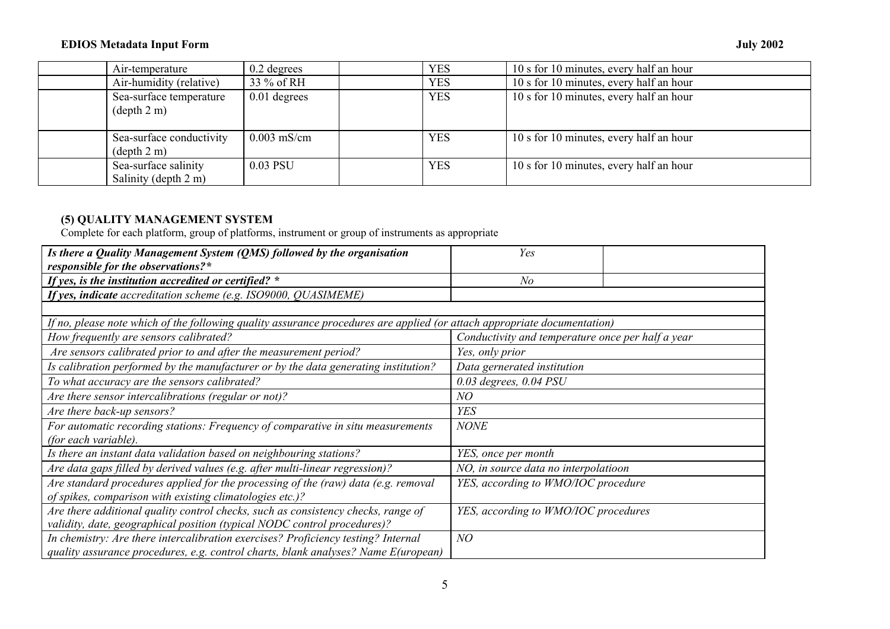| | Air-temperature | 0.2 degrees | | YES | 10 s for 10 minutes, every half an hour |
|---|---|---|---|---|---|
| | Air-humidity (relative) | 33 % of RH | | YES | 10 s for 10 minutes, every half an hour |
| | Sea-surface temperature (depth 2 m) | 0.01 degrees | | YES | 10 s for 10 minutes, every half an hour |
| | Sea-surface conductivity (depth 2 m) | 0.003 mS/cm | | YES | 10 s for 10 minutes, every half an hour |
| | Sea-surface salinity Salinity (depth 2 m) | 0.03 PSU | | YES | 10 s for 10 minutes, every half an hour |

### (5) QUALITY MANAGEMENT SYSTEM

Complete for each platform, group of platforms, instrument or group of instruments as appropriate

| | | |
|---|---|---|
| ***Is there a Quality Management System (QMS) followed by the organisation responsible for the observations?**** | *Yes* | |
| ***If yes, is the institution accredited or certified? **** | *No* | |
| ***If yes, indicate** accreditation scheme (e.g. ISO9000, QUASIMEME)* | | |
| | | |
| *If no, please note which of the following quality assurance procedures are applied (or attach appropriate documentation)* | | |
| *How frequently are sensors calibrated?* | *Conductivity and temperature once per half a year* | |
| *Are sensors calibrated prior to and after the measurement period?* | *Yes, only prior* | |
| *Is calibration performed by the manufacturer or by the data generating institution?* | *Data gernerated institution* | |
| *To what accuracy are the sensors calibrated?* | *0.03 degrees, 0.04 PSU* | |
| *Are there sensor intercalibrations (regular or not)?* | *NO* | |
| *Are there back-up sensors?* | *YES* | |
| *For automatic recording stations: Frequency of comparative in situ measurements (for each variable).* | *NONE* | |
| *Is there an instant data validation based on neighbouring stations?* | *YES, once per month* | |
| *Are data gaps filled by derived values (e.g. after multi-linear regression)?* | *NO, in source data no interpolatioon* | |
| *Are standard procedures applied for the processing of the (raw) data (e.g. removal of spikes, comparison with existing climatologies etc.)?* | *YES, according to WMO/IOC procedure* | |
| *Are there additional quality control checks, such as consistency checks, range of validity, date, geographical position (typical NODC control procedures)?* | *YES, according to WMO/IOC procedures* | |
| *In chemistry: Are there intercalibration exercises? Proficiency testing? Internal quality assurance procedures, e.g. control charts, blank analyses? Name E(uropean)* | *NO* | |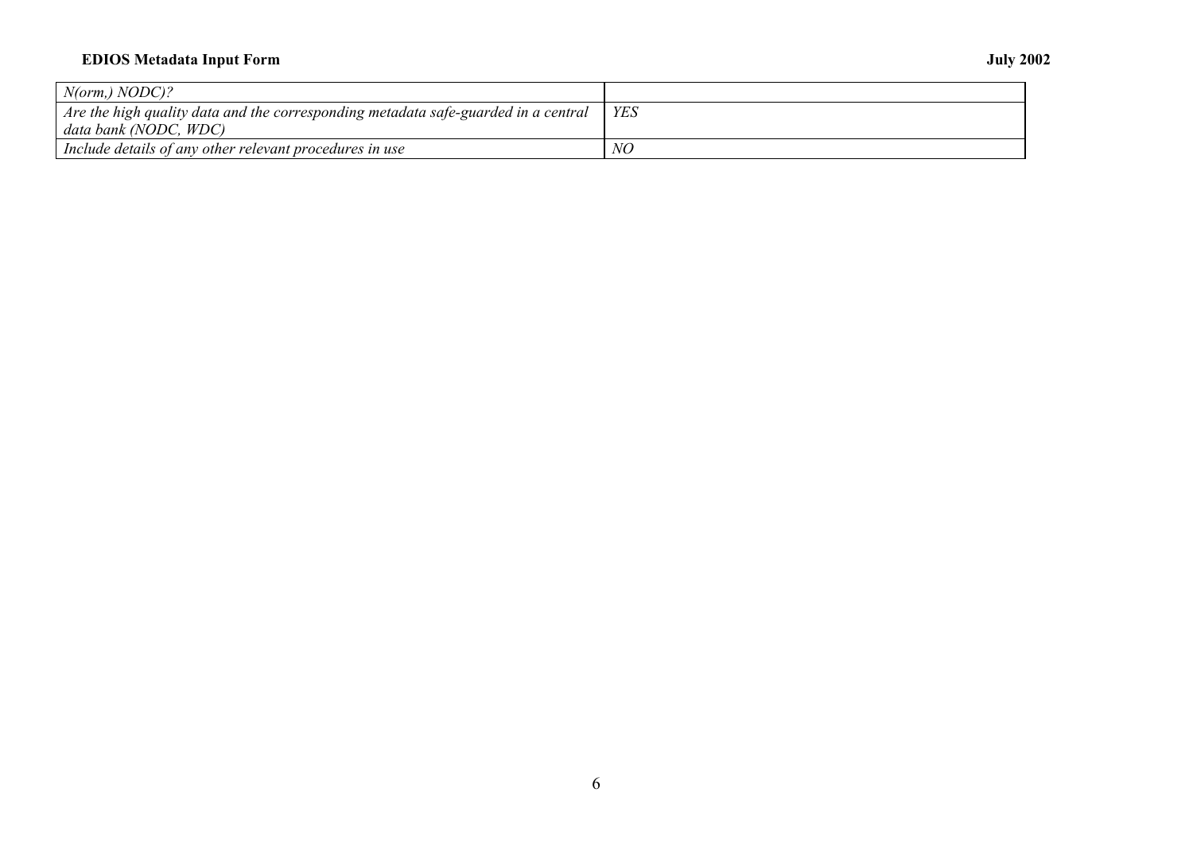| | |
|---|---|
| *N(orm,) NODC)?* | |
| *Are the high quality data and the corresponding metadata safe-guarded in a central data bank (NODC, WDC)* | *YES* |
| *Include details of any other relevant procedures in use* | *NO* |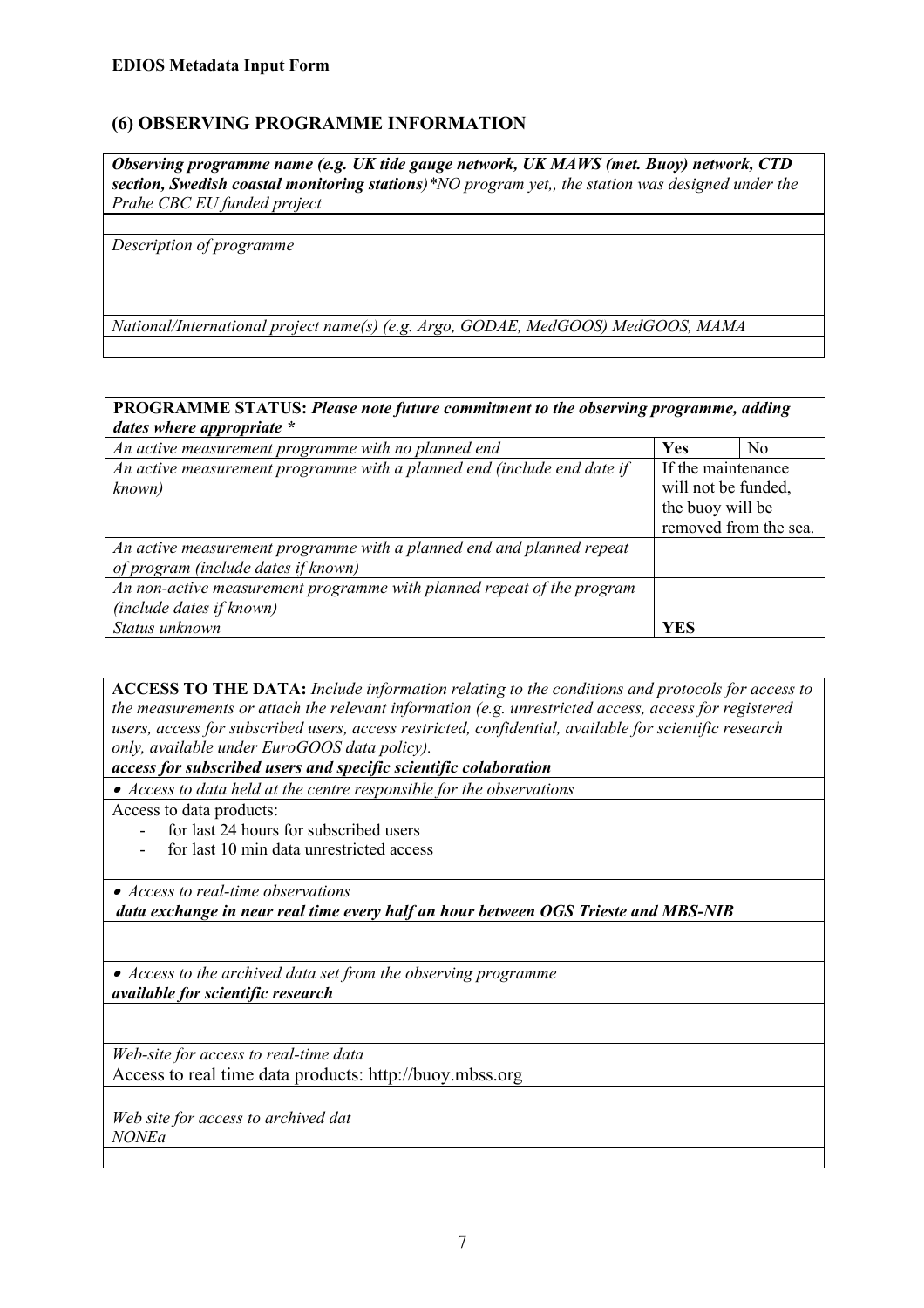**EDIOS Metadata Input Form**

## (6) OBSERVING PROGRAMME INFORMATION

| ***Observing programme name (e.g. UK tide gauge network, UK MAWS (met. Buoy) network, CTD section, Swedish coastal monitoring stations)****NO program yet,, the station was designed under the Prahe CBC EU funded project* |
|---|
| |
| *Description of programme* |
| |
| *National/International project name(s) (e.g. Argo, GODAE, MedGOOS) MedGOOS, MAMA* |
| |

| **PROGRAMME STATUS:** ***Please note future commitment to the observing programme, adding dates where appropriate**** | | |
|---|---|---|
| *An active measurement programme with no planned end* | **Yes** | No |
| *An active measurement programme with a planned end (include end date if known)* | If the maintenance will not be funded, the buoy will be removed from the sea. | |
| *An active measurement programme with a planned end and planned repeat of program (include dates if known)* | | |
| *An non-active measurement programme with planned repeat of the program (include dates if known)* | | |
| *Status unknown* | **YES** | |

| **ACCESS TO THE DATA:** *Include information relating to the conditions and protocols for access to the measurements or attach the relevant information (e.g. unrestricted access, access for registered users, access for subscribed users, access restricted, confidential, available for scientific research only, available under EuroGOOS data policy).* ***access for subscribed users and specific scientific colaboration*** |
|---|
| • *Access to data held at the centre responsible for the observations* |
| Access to data products: <br> - for last 24 hours for subscribed users <br> - for last 10 min data unrestricted access |
| • *Access to real-time observations* <br> ***data exchange in near real time every half an hour between OGS Trieste and MBS-NIB*** |
| |
| • *Access to the archived data set from the observing programme* <br> ***available for scientific research*** |
| |
| *Web-site for access to real-time data* <br> Access to real time data products: http://buoy.mbss.org |
| |
| *Web site for access to archived dat* <br> *NONEa* |
| |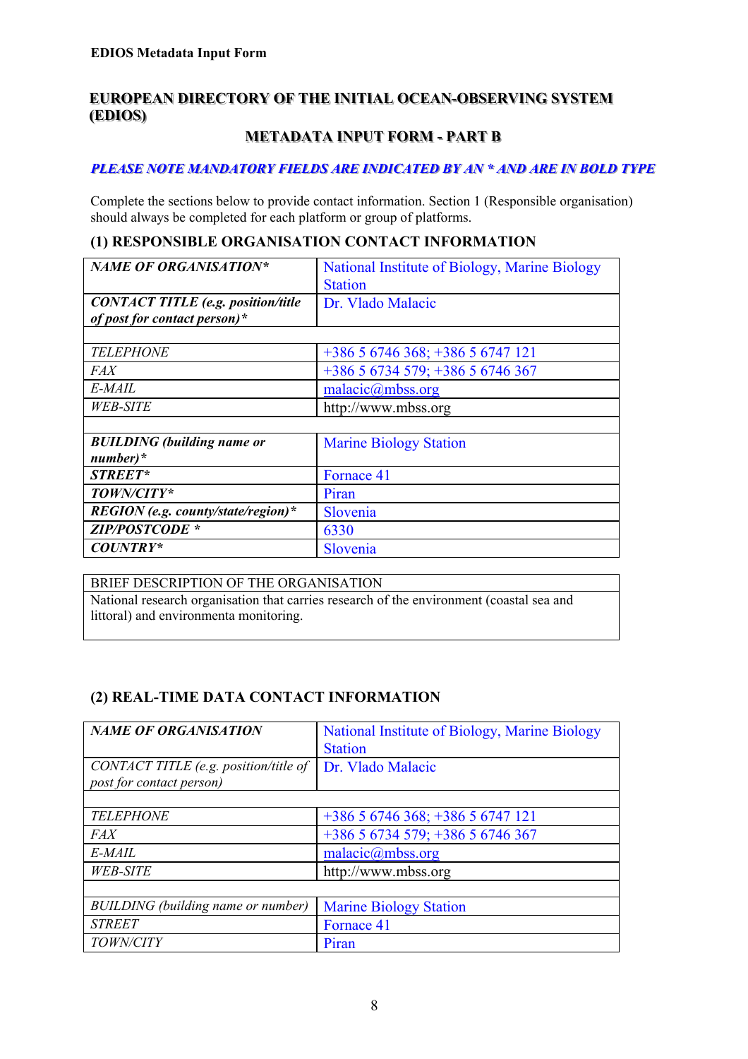**EDIOS Metadata Input Form**

# EUROPEAN DIRECTORY OF THE INITIAL OCEAN-OBSERVING SYSTEM (EDIOS)

## METADATA INPUT FORM - PART B

***PLEASE NOTE MANDATORY FIELDS ARE INDICATED BY AN * AND ARE IN BOLD TYPE***

Complete the sections below to provide contact information. Section 1 (Responsible organisation) should always be completed for each platform or group of platforms.

### (1) RESPONSIBLE ORGANISATION CONTACT INFORMATION

| | |
|---|---|
| ***NAME OF ORGANISATION**** | National Institute of Biology, Marine Biology Station |
| ***CONTACT TITLE (e.g. position/title of post for contact person)**** | Dr. Vlado Malacic |
| | |
| *TELEPHONE* | +386 5 6746 368; +386 5 6747 121 |
| *FAX* | +386 5 6734 579; +386 5 6746 367 |
| *E-MAIL* | malacic@mbss.org |
| *WEB-SITE* | http://www.mbss.org |
| | |
| ***BUILDING (building name or number)**** | Marine Biology Station |
| ***STREET**** | Fornace 41 |
| ***TOWN/CITY**** | Piran |
| ***REGION (e.g. county/state/region)**** | Slovenia |
| ***ZIP/POSTCODE **** | 6330 |
| ***COUNTRY**** | Slovenia |

| BRIEF DESCRIPTION OF THE ORGANISATION |
|---|
| National research organisation that carries research of the environment (coastal sea and littoral) and environmenta monitoring. |

### (2) REAL-TIME DATA CONTACT INFORMATION

| | |
|---|---|
| ***NAME OF ORGANISATION*** | National Institute of Biology, Marine Biology Station |
| *CONTACT TITLE (e.g. position/title of post for contact person)* | Dr. Vlado Malacic |
| | |
| *TELEPHONE* | +386 5 6746 368; +386 5 6747 121 |
| *FAX* | +386 5 6734 579; +386 5 6746 367 |
| *E-MAIL* | malacic@mbss.org |
| *WEB-SITE* | http://www.mbss.org |
| | |
| *BUILDING (building name or number)* | Marine Biology Station |
| *STREET* | Fornace 41 |
| *TOWN/CITY* | Piran |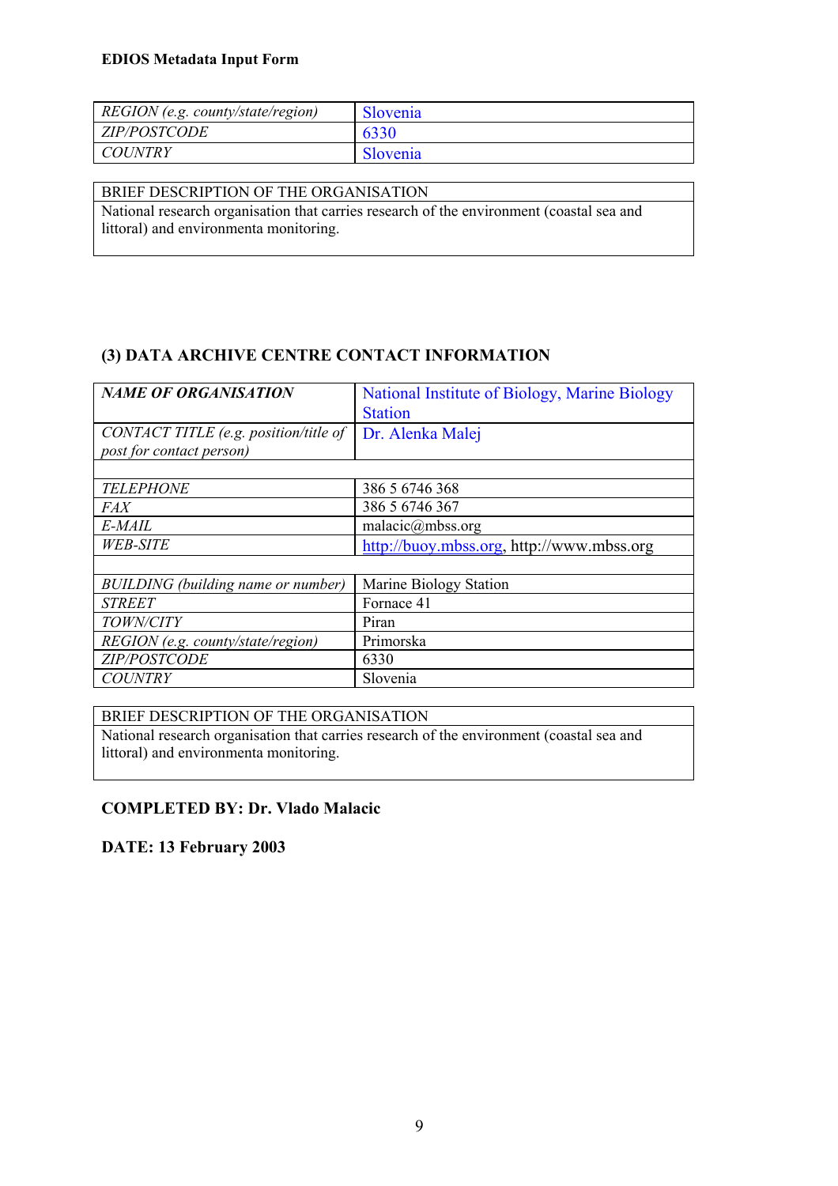| REGION (e.g. county/state/region) | Slovenia |
| --- | --- |
| ZIP/POSTCODE | 6330 |
| COUNTRY | Slovenia |

| BRIEF DESCRIPTION OF THE ORGANISATION |
| --- |
| National research organisation that carries research of the environment (coastal sea and littoral) and environmenta monitoring. |

## (3) DATA ARCHIVE CENTRE CONTACT INFORMATION

| *NAME OF ORGANISATION* | National Institute of Biology, Marine Biology Station |
| --- | --- |
| *CONTACT TITLE (e.g. position/title of post for contact person)* | Dr. Alenka Malej |
| | |
| *TELEPHONE* | 386 5 6746 368 |
| *FAX* | 386 5 6746 367 |
| *E-MAIL* | malacic@mbss.org |
| *WEB-SITE* | http://buoy.mbss.org, http://www.mbss.org |
| | |
| *BUILDING (building name or number)* | Marine Biology Station |
| *STREET* | Fornace 41 |
| *TOWN/CITY* | Piran |
| *REGION (e.g. county/state/region)* | Primorska |
| *ZIP/POSTCODE* | 6330 |
| *COUNTRY* | Slovenia |

| BRIEF DESCRIPTION OF THE ORGANISATION |
| --- |
| National research organisation that carries research of the environment (coastal sea and littoral) and environmenta monitoring. |

**COMPLETED BY: Dr. Vlado Malacic**

**DATE: 13 February 2003**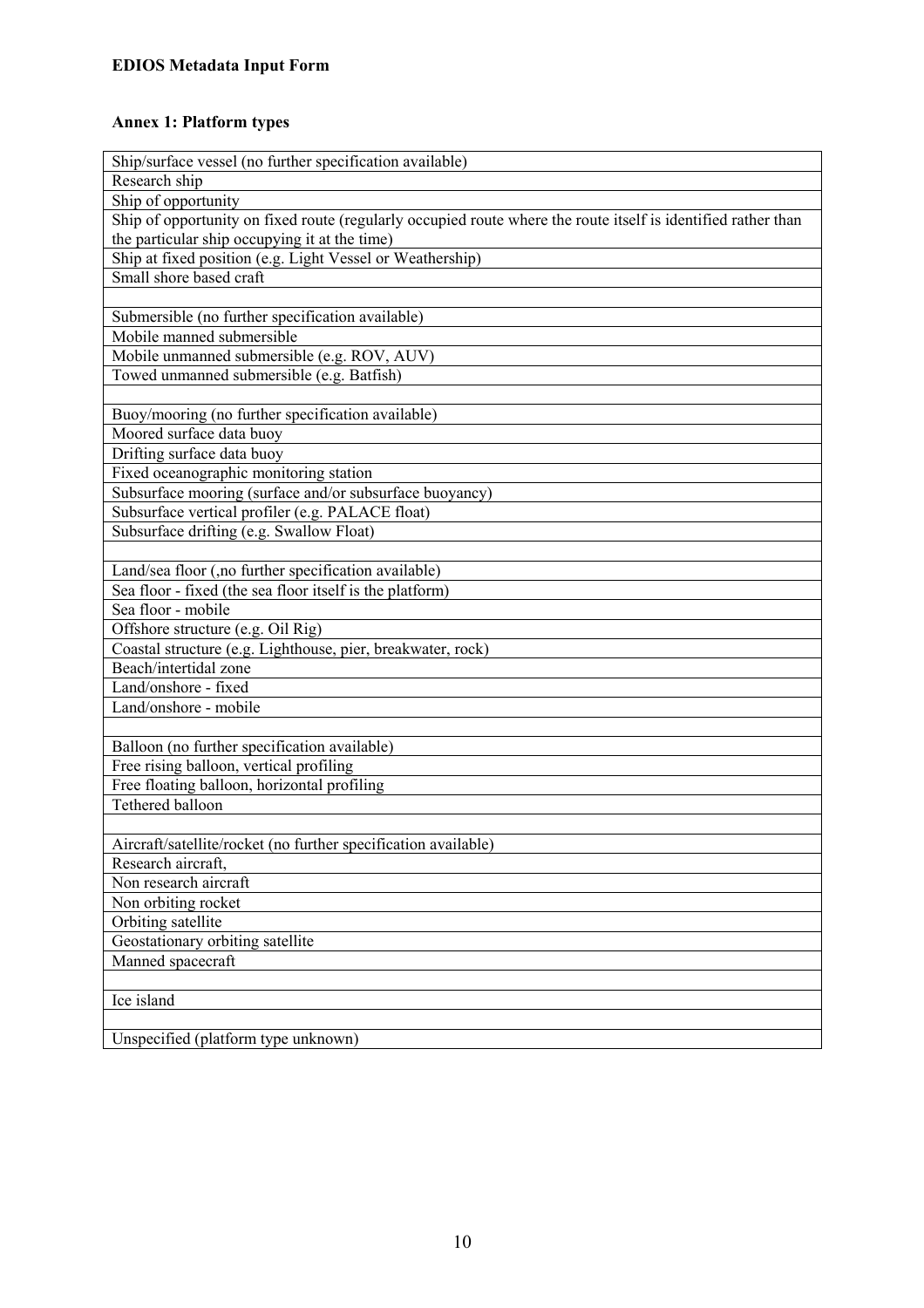## Annex 1: Platform types

| Ship/surface vessel (no further specification available) |
|---|
| Research ship |
| Ship of opportunity |
| Ship of opportunity on fixed route (regularly occupied route where the route itself is identified rather than the particular ship occupying it at the time) |
| Ship at fixed position (e.g. Light Vessel or Weathership) |
| Small shore based craft |
| |
| Submersible (no further specification available) |
| Mobile manned submersible |
| Mobile unmanned submersible (e.g. ROV, AUV) |
| Towed unmanned submersible (e.g. Batfish) |
| |
| Buoy/mooring (no further specification available) |
| Moored surface data buoy |
| Drifting surface data buoy |
| Fixed oceanographic monitoring station |
| Subsurface mooring (surface and/or subsurface buoyancy) |
| Subsurface vertical profiler (e.g. PALACE float) |
| Subsurface drifting (e.g. Swallow Float) |
| |
| Land/sea floor (,no further specification available) |
| Sea floor - fixed (the sea floor itself is the platform) |
| Sea floor - mobile |
| Offshore structure (e.g. Oil Rig) |
| Coastal structure (e.g. Lighthouse, pier, breakwater, rock) |
| Beach/intertidal zone |
| Land/onshore - fixed |
| Land/onshore - mobile |
| |
| Balloon (no further specification available) |
| Free rising balloon, vertical profiling |
| Free floating balloon, horizontal profiling |
| Tethered balloon |
| |
| Aircraft/satellite/rocket (no further specification available) |
| Research aircraft, |
| Non research aircraft |
| Non orbiting rocket |
| Orbiting satellite |
| Geostationary orbiting satellite |
| Manned spacecraft |
| |
| Ice island |
| |
| Unspecified (platform type unknown) |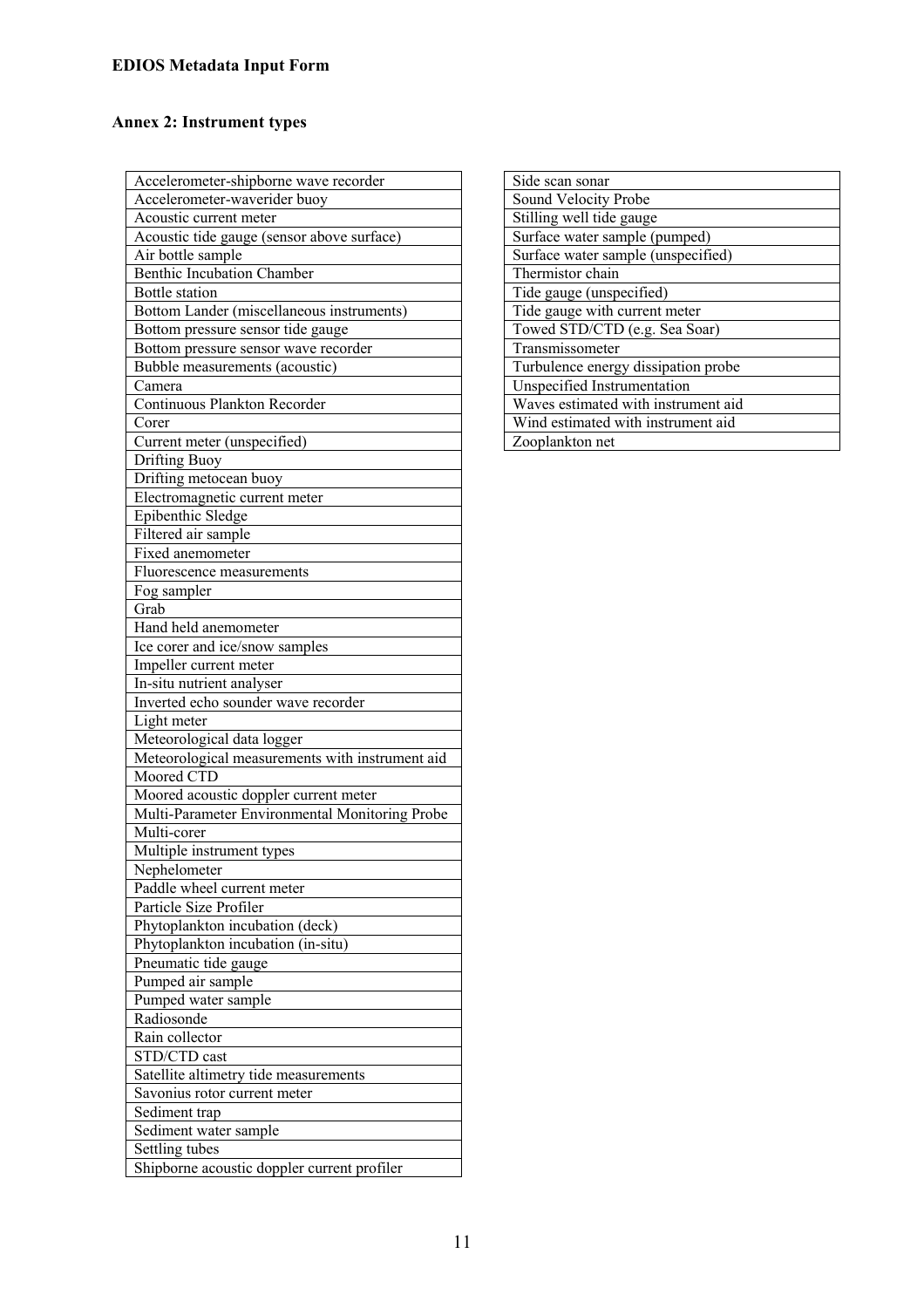## Annex 2: Instrument types

| Accelerometer-shipborne wave recorder |
|---|
| Accelerometer-waverider buoy |
| Acoustic current meter |
| Acoustic tide gauge (sensor above surface) |
| Air bottle sample |
| Benthic Incubation Chamber |
| Bottle station |
| Bottom Lander (miscellaneous instruments) |
| Bottom pressure sensor tide gauge |
| Bottom pressure sensor wave recorder |
| Bubble measurements (acoustic) |
| Camera |
| Continuous Plankton Recorder |
| Corer |
| Current meter (unspecified) |
| Drifting Buoy |
| Drifting metocean buoy |
| Electromagnetic current meter |
| Epibenthic Sledge |
| Filtered air sample |
| Fixed anemometer |
| Fluorescence measurements |
| Fog sampler |
| Grab |
| Hand held anemometer |
| Ice corer and ice/snow samples |
| Impeller current meter |
| In-situ nutrient analyser |
| Inverted echo sounder wave recorder |
| Light meter |
| Meteorological data logger |
| Meteorological measurements with instrument aid |
| Moored CTD |
| Moored acoustic doppler current meter |
| Multi-Parameter Environmental Monitoring Probe |
| Multi-corer |
| Multiple instrument types |
| Nephelometer |
| Paddle wheel current meter |
| Particle Size Profiler |
| Phytoplankton incubation (deck) |
| Phytoplankton incubation (in-situ) |
| Pneumatic tide gauge |
| Pumped air sample |
| Pumped water sample |
| Radiosonde |
| Rain collector |
| STD/CTD cast |
| Satellite altimetry tide measurements |
| Savonius rotor current meter |
| Sediment trap |
| Sediment water sample |
| Settling tubes |
| Shipborne acoustic doppler current profiler |
| Side scan sonar |
| Sound Velocity Probe |
| Stilling well tide gauge |
| Surface water sample (pumped) |
| Surface water sample (unspecified) |
| Thermistor chain |
| Tide gauge (unspecified) |
| Tide gauge with current meter |
| Towed STD/CTD (e.g. Sea Soar) |
| Transmissometer |
| Turbulence energy dissipation probe |
| Unspecified Instrumentation |
| Waves estimated with instrument aid |
| Wind estimated with instrument aid |
| Zooplankton net |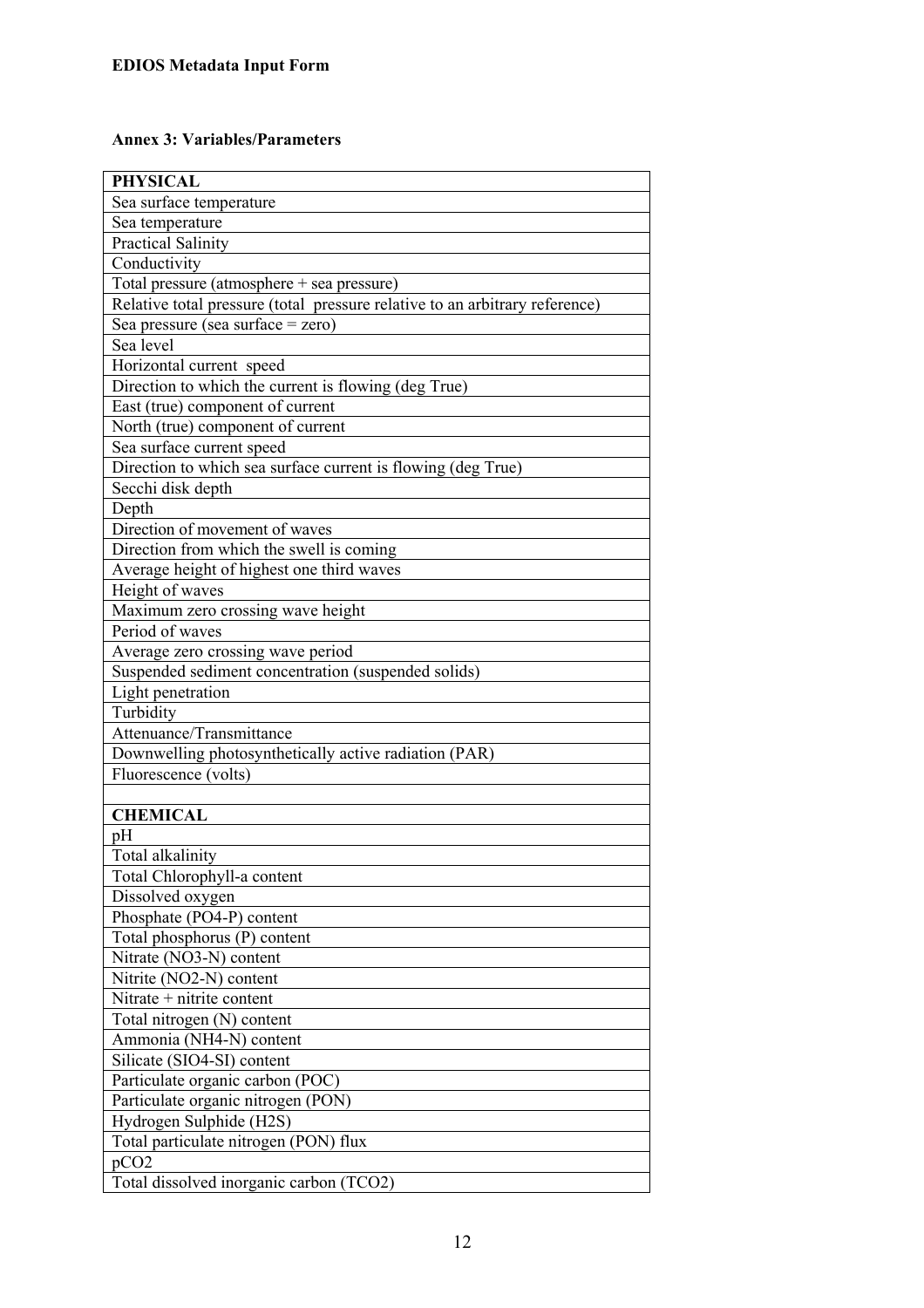**EDIOS Metadata Input Form**

**Annex 3: Variables/Parameters**

| **PHYSICAL** |
| --- |
| Sea surface temperature |
| Sea temperature |
| Practical Salinity |
| Conductivity |
| Total pressure (atmosphere + sea pressure) |
| Relative total pressure (total pressure relative to an arbitrary reference) |
| Sea pressure (sea surface = zero) |
| Sea level |
| Horizontal current speed |
| Direction to which the current is flowing (deg True) |
| East (true) component of current |
| North (true) component of current |
| Sea surface current speed |
| Direction to which sea surface current is flowing (deg True) |
| Secchi disk depth |
| Depth |
| Direction of movement of waves |
| Direction from which the swell is coming |
| Average height of highest one third waves |
| Height of waves |
| Maximum zero crossing wave height |
| Period of waves |
| Average zero crossing wave period |
| Suspended sediment concentration (suspended solids) |
| Light penetration |
| Turbidity |
| Attenuance/Transmittance |
| Downwelling photosynthetically active radiation (PAR) |
| Fluorescence (volts) |
| |
| **CHEMICAL** |
| pH |
| Total alkalinity |
| Total Chlorophyll-a content |
| Dissolved oxygen |
| Phosphate (PO4-P) content |
| Total phosphorus (P) content |
| Nitrate (NO3-N) content |
| Nitrite (NO2-N) content |
| Nitrate + nitrite content |
| Total nitrogen (N) content |
| Ammonia (NH4-N) content |
| Silicate (SIO4-SI) content |
| Particulate organic carbon (POC) |
| Particulate organic nitrogen (PON) |
| Hydrogen Sulphide (H2S) |
| Total particulate nitrogen (PON) flux |
| pCO2 |
| Total dissolved inorganic carbon (TCO2) |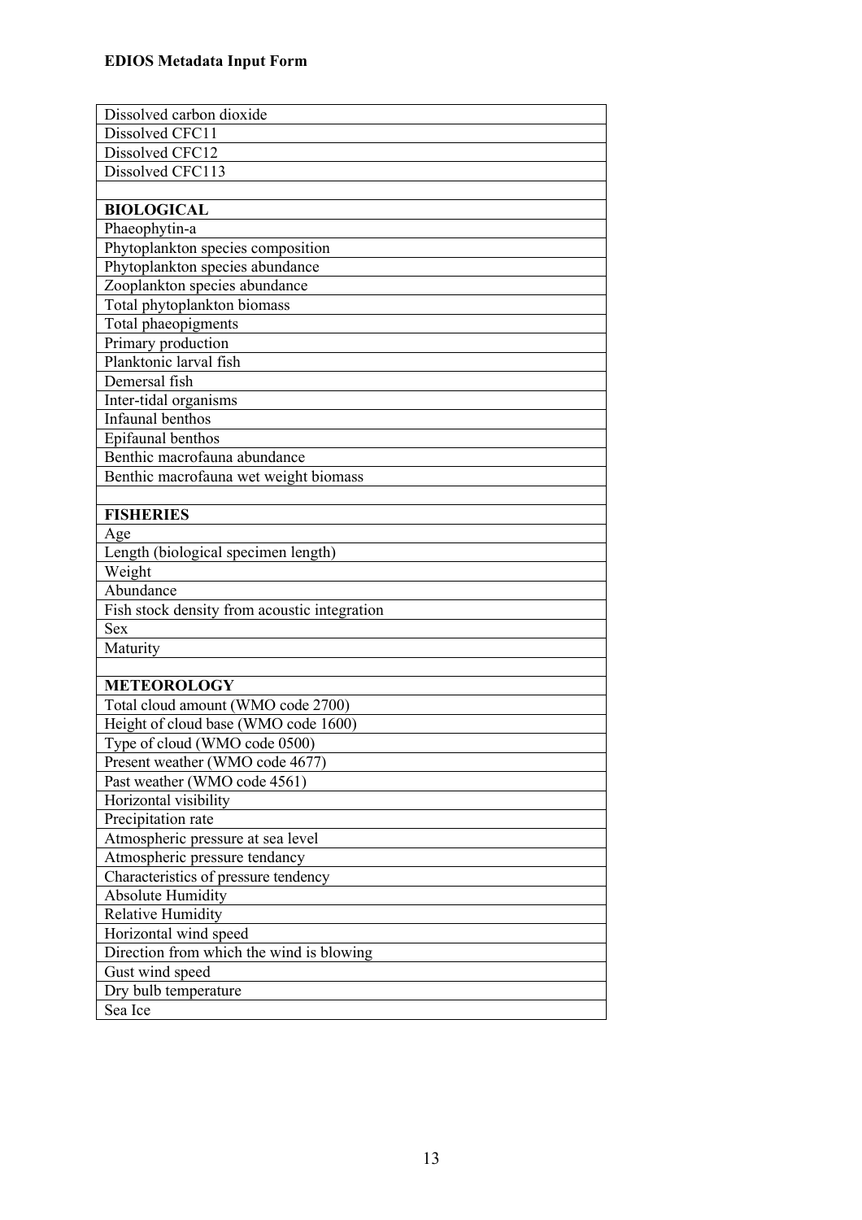| |
|---|
| Dissolved carbon dioxide |
| Dissolved CFC11 |
| Dissolved CFC12 |
| Dissolved CFC113 |
| |
| **BIOLOGICAL** |
| Phaeophytin-a |
| Phytoplankton species composition |
| Phytoplankton species abundance |
| Zooplankton species abundance |
| Total phytoplankton biomass |
| Total phaeopigments |
| Primary production |
| Planktonic larval fish |
| Demersal fish |
| Inter-tidal organisms |
| Infaunal benthos |
| Epifaunal benthos |
| Benthic macrofauna abundance |
| Benthic macrofauna wet weight biomass |
| |
| **FISHERIES** |
| Age |
| Length (biological specimen length) |
| Weight |
| Abundance |
| Fish stock density from acoustic integration |
| Sex |
| Maturity |
| |
| **METEOROLOGY** |
| Total cloud amount (WMO code 2700) |
| Height of cloud base (WMO code 1600) |
| Type of cloud (WMO code 0500) |
| Present weather (WMO code 4677) |
| Past weather (WMO code 4561) |
| Horizontal visibility |
| Precipitation rate |
| Atmospheric pressure at sea level |
| Atmospheric pressure tendancy |
| Characteristics of pressure tendency |
| Absolute Humidity |
| Relative Humidity |
| Horizontal wind speed |
| Direction from which the wind is blowing |
| Gust wind speed |
| Dry bulb temperature |
| Sea Ice |